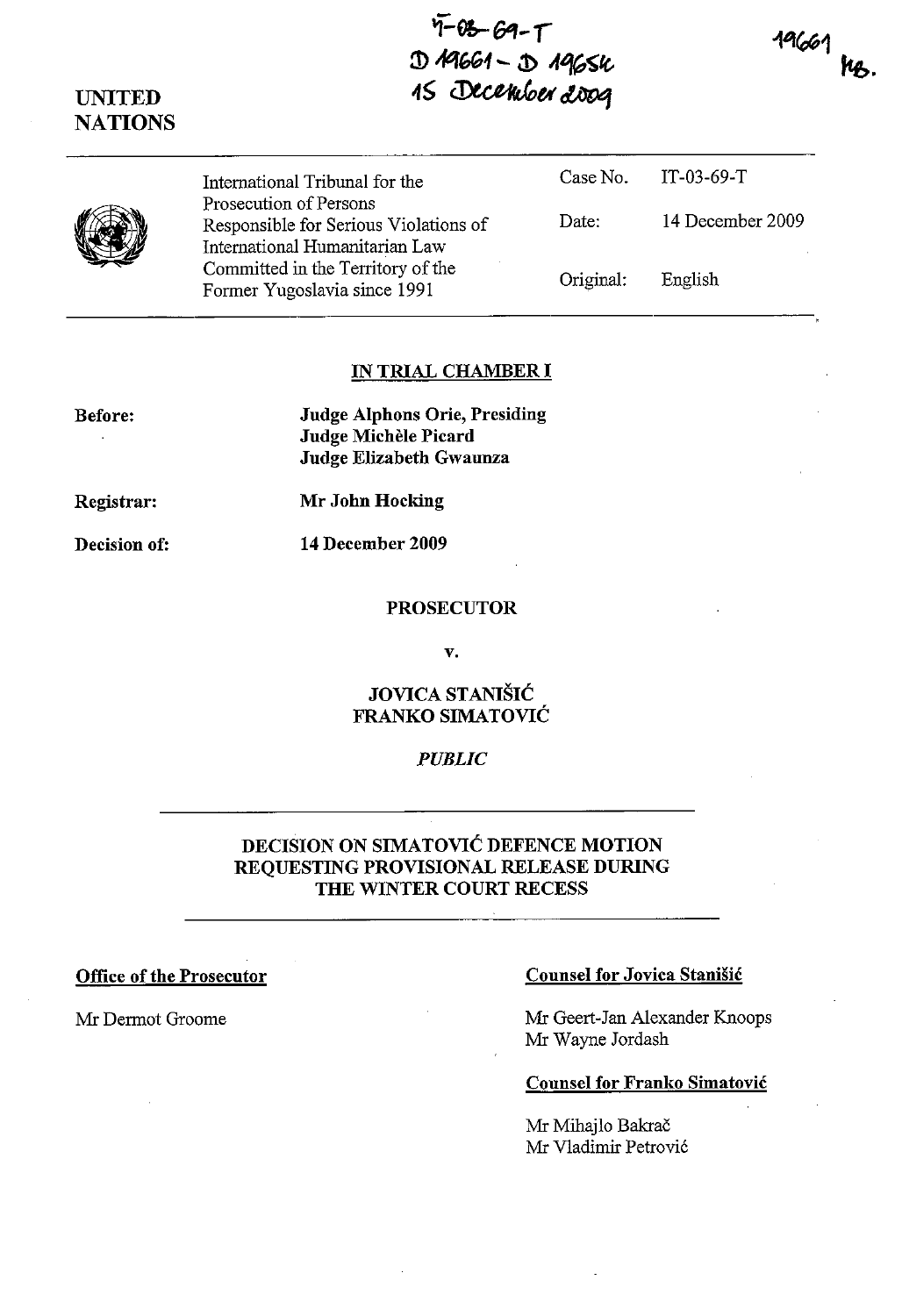IT-03-69-T
D 19661 - D 19654
15 December 2009

19661
MB.

UNITED NATIONS

| | | |
|---|---|---|
| International Tribunal for the Prosecution of Persons Responsible for Serious Violations of International Humanitarian Law Committed in the Territory of the Former Yugoslavia since 1991 | Case No. | IT-03-69-T |
| | Date: | 14 December 2009 |
| | Original: | English |

**IN TRIAL CHAMBER I**

**Before:** **Judge Alphons Orie, Presiding**
**Judge Michèle Picard**
**Judge Elizabeth Gwaunza**

**Registrar:** **Mr John Hocking**

**Decision of:** **14 December 2009**

**PROSECUTOR**

**v.**

**JOVICA STANIŠIĆ**
**FRANKO SIMATOVIĆ**

*PUBLIC*

**DECISION ON SIMATOVIĆ DEFENCE MOTION REQUESTING PROVISIONAL RELEASE DURING THE WINTER COURT RECESS**

**Office of the Prosecutor**

Mr Dermot Groome

**Counsel for Jovica Stanišić**

Mr Geert-Jan Alexander Knoops
Mr Wayne Jordash

**Counsel for Franko Simatović**

Mr Mihajlo Bakrač
Mr Vladimir Petrović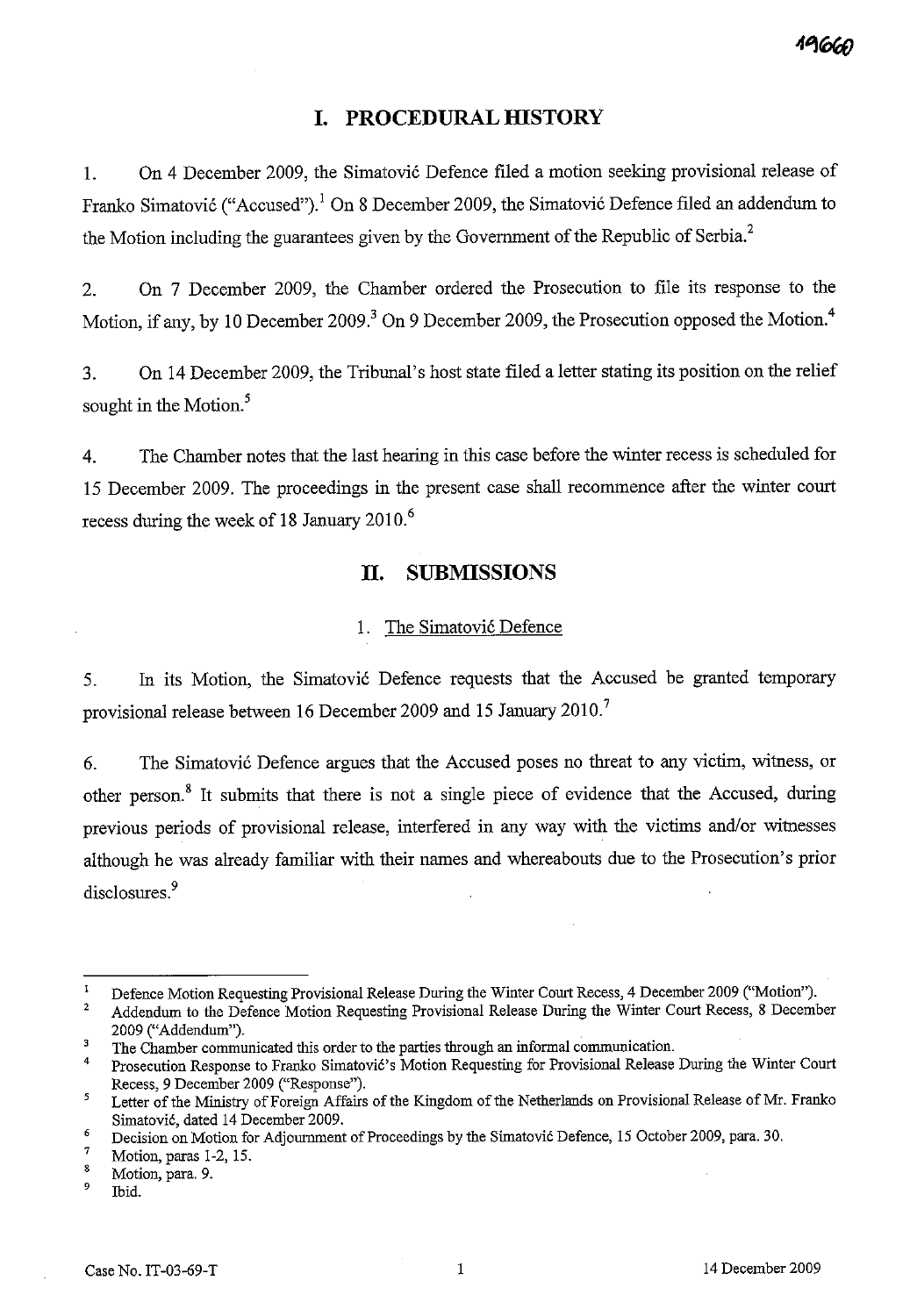## I. PROCEDURAL HISTORY

1. On 4 December 2009, the Simatović Defence filed a motion seeking provisional release of Franko Simatović ("Accused").[1] On 8 December 2009, the Simatović Defence filed an addendum to the Motion including the guarantees given by the Government of the Republic of Serbia.[2]

2. On 7 December 2009, the Chamber ordered the Prosecution to file its response to the Motion, if any, by 10 December 2009.[3] On 9 December 2009, the Prosecution opposed the Motion.[4]

3. On 14 December 2009, the Tribunal's host state filed a letter stating its position on the relief sought in the Motion.[5]

4. The Chamber notes that the last hearing in this case before the winter recess is scheduled for 15 December 2009. The proceedings in the present case shall recommence after the winter court recess during the week of 18 January 2010.[6]

## II. SUBMISSIONS

### 1. The Simatović Defence

5. In its Motion, the Simatović Defence requests that the Accused be granted temporary provisional release between 16 December 2009 and 15 January 2010.[7]

6. The Simatović Defence argues that the Accused poses no threat to any victim, witness, or other person.[8] It submits that there is not a single piece of evidence that the Accused, during previous periods of provisional release, interfered in any way with the victims and/or witnesses although he was already familiar with their names and whereabouts due to the Prosecution's prior disclosures.[9]

---

[1] Defence Motion Requesting Provisional Release During the Winter Court Recess, 4 December 2009 ("Motion").

[2] Addendum to the Defence Motion Requesting Provisional Release During the Winter Court Recess, 8 December 2009 ("Addendum").

[3] The Chamber communicated this order to the parties through an informal communication.

[4] Prosecution Response to Franko Simatović's Motion Requesting for Provisional Release During the Winter Court Recess, 9 December 2009 ("Response").

[5] Letter of the Ministry of Foreign Affairs of the Kingdom of the Netherlands on Provisional Release of Mr. Franko Simatović, dated 14 December 2009.

[6] Decision on Motion for Adjournment of Proceedings by the Simatović Defence, 15 October 2009, para. 30.

[7] Motion, paras 1-2, 15.

[8] Motion, para. 9.

[9] Ibid.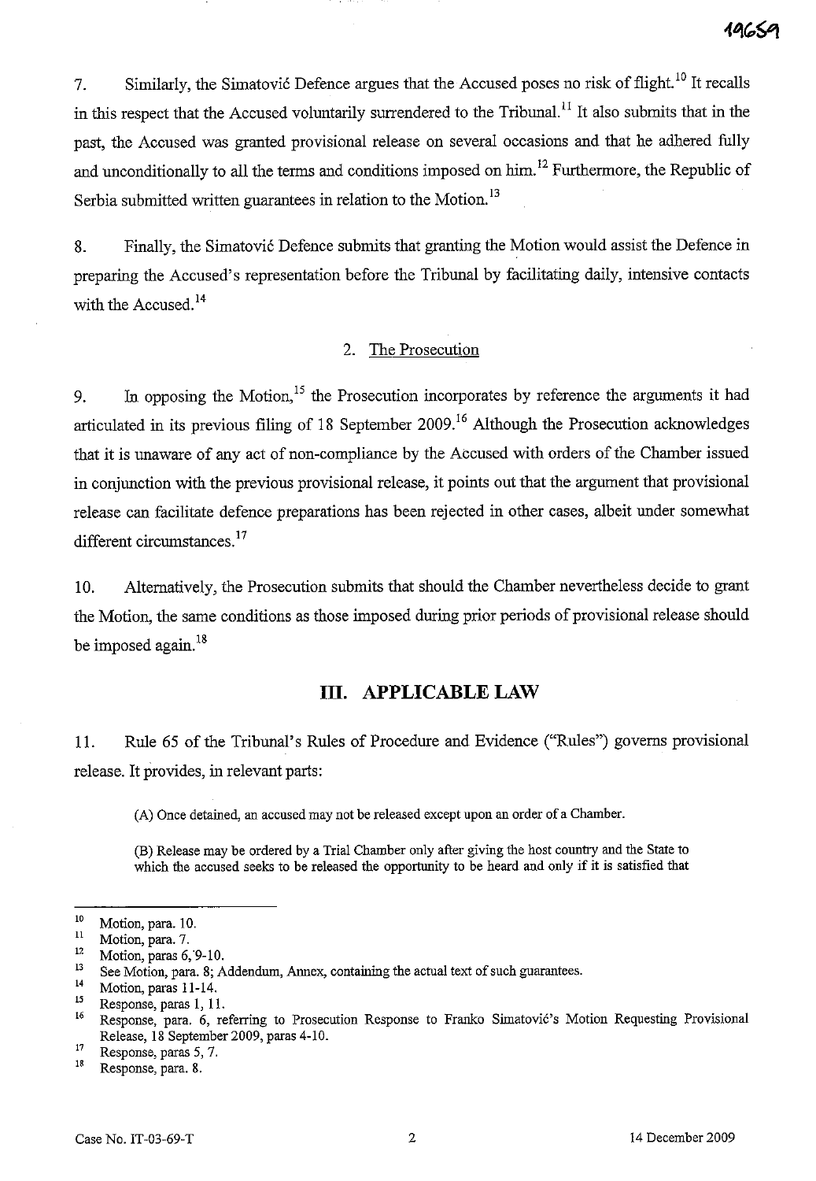7. Similarly, the Simatović Defence argues that the Accused poses no risk of flight.[10] It recalls in this respect that the Accused voluntarily surrendered to the Tribunal.[11] It also submits that in the past, the Accused was granted provisional release on several occasions and that he adhered fully and unconditionally to all the terms and conditions imposed on him.[12] Furthermore, the Republic of Serbia submitted written guarantees in relation to the Motion.[13]

8. Finally, the Simatović Defence submits that granting the Motion would assist the Defence in preparing the Accused's representation before the Tribunal by facilitating daily, intensive contacts with the Accused.[14]

### 2. The Prosecution

9. In opposing the Motion,[15] the Prosecution incorporates by reference the arguments it had articulated in its previous filing of 18 September 2009.[16] Although the Prosecution acknowledges that it is unaware of any act of non-compliance by the Accused with orders of the Chamber issued in conjunction with the previous provisional release, it points out that the argument that provisional release can facilitate defence preparations has been rejected in other cases, albeit under somewhat different circumstances.[17]

10. Alternatively, the Prosecution submits that should the Chamber nevertheless decide to grant the Motion, the same conditions as those imposed during prior periods of provisional release should be imposed again.[18]

## III. APPLICABLE LAW

11. Rule 65 of the Tribunal's Rules of Procedure and Evidence ("Rules") governs provisional release. It provides, in relevant parts:

> (A) Once detained, an accused may not be released except upon an order of a Chamber.
>
> (B) Release may be ordered by a Trial Chamber only after giving the host country and the State to which the accused seeks to be released the opportunity to be heard and only if it is satisfied that

---

[10] Motion, para. 10.

[11] Motion, para. 7.

[12] Motion, paras 6, 9-10.

[13] See Motion, para. 8; Addendum, Annex, containing the actual text of such guarantees.

[14] Motion, paras 11-14.

[15] Response, paras 1, 11.

[16] Response, para. 6, referring to Prosecution Response to Franko Simatović's Motion Requesting Provisional Release, 18 September 2009, paras 4-10.

[17] Response, paras 5, 7.

[18] Response, para. 8.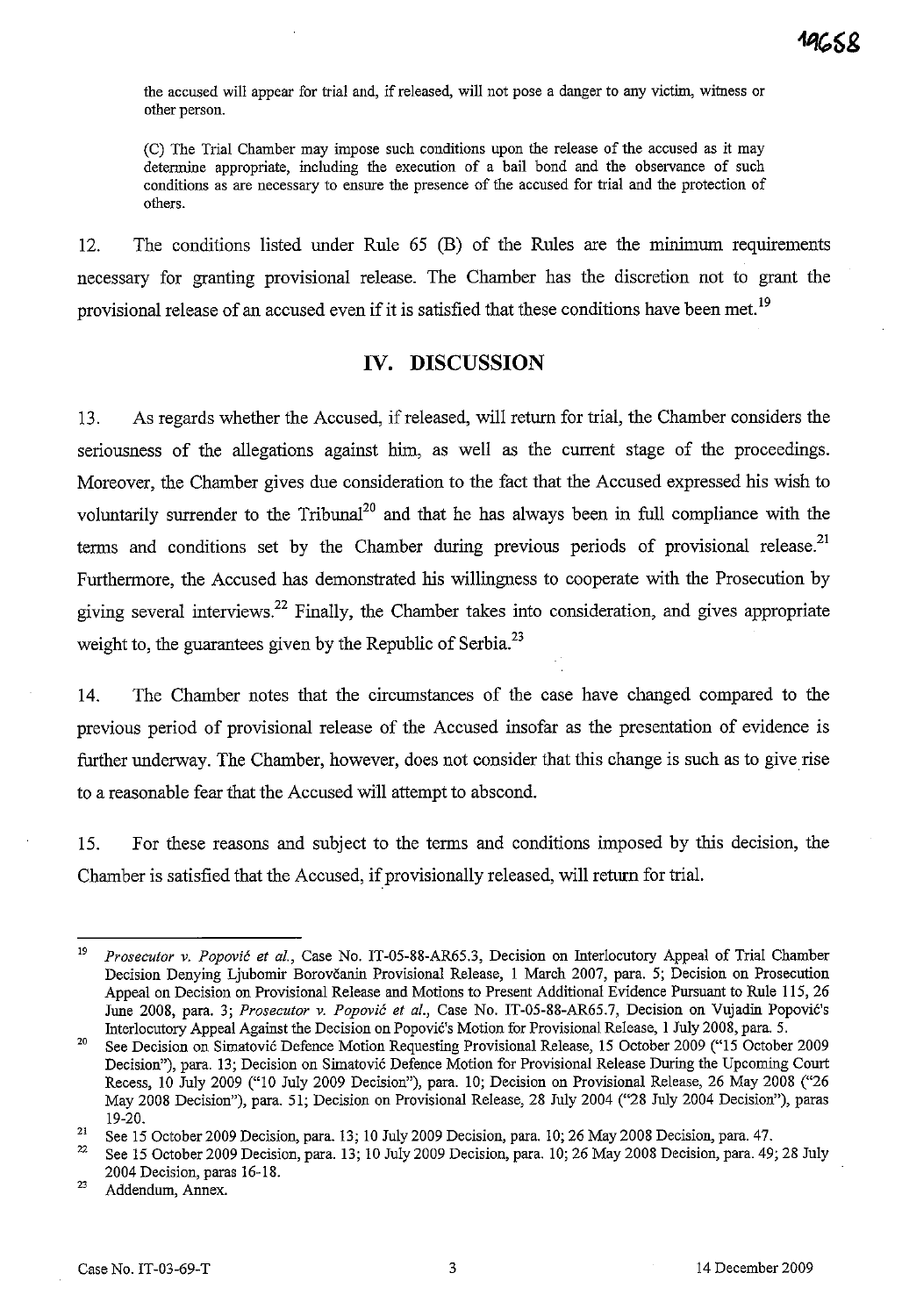the accused will appear for trial and, if released, will not pose a danger to any victim, witness or other person.

(C) The Trial Chamber may impose such conditions upon the release of the accused as it may determine appropriate, including the execution of a bail bond and the observance of such conditions as are necessary to ensure the presence of the accused for trial and the protection of others.

12. The conditions listed under Rule 65 (B) of the Rules are the minimum requirements necessary for granting provisional release. The Chamber has the discretion not to grant the provisional release of an accused even if it is satisfied that these conditions have been met.[19]

## IV. DISCUSSION

13. As regards whether the Accused, if released, will return for trial, the Chamber considers the seriousness of the allegations against him, as well as the current stage of the proceedings. Moreover, the Chamber gives due consideration to the fact that the Accused expressed his wish to voluntarily surrender to the Tribunal[20] and that he has always been in full compliance with the terms and conditions set by the Chamber during previous periods of provisional release.[21] Furthermore, the Accused has demonstrated his willingness to cooperate with the Prosecution by giving several interviews.[22] Finally, the Chamber takes into consideration, and gives appropriate weight to, the guarantees given by the Republic of Serbia.[23]

14. The Chamber notes that the circumstances of the case have changed compared to the previous period of provisional release of the Accused insofar as the presentation of evidence is further underway. The Chamber, however, does not consider that this change is such as to give rise to a reasonable fear that the Accused will attempt to abscond.

15. For these reasons and subject to the terms and conditions imposed by this decision, the Chamber is satisfied that the Accused, if provisionally released, will return for trial.

---

[19] *Prosecutor v. Popović et al.*, Case No. IT-05-88-AR65.3, Decision on Interlocutory Appeal of Trial Chamber Decision Denying Ljubomir Borovčanin Provisional Release, 1 March 2007, para. 5; Decision on Prosecution Appeal on Decision on Provisional Release and Motions to Present Additional Evidence Pursuant to Rule 115, 26 June 2008, para. 3; *Prosecutor v. Popović et al.*, Case No. IT-05-88-AR65.7, Decision on Vujadin Popović's Interlocutory Appeal Against the Decision on Popović's Motion for Provisional Release, 1 July 2008, para. 5.

[20] See Decision on Simatović Defence Motion Requesting Provisional Release, 15 October 2009 ("15 October 2009 Decision"), para. 13; Decision on Simatović Defence Motion for Provisional Release During the Upcoming Court Recess, 10 July 2009 ("10 July 2009 Decision"), para. 10; Decision on Provisional Release, 26 May 2008 ("26 May 2008 Decision"), para. 51; Decision on Provisional Release, 28 July 2004 ("28 July 2004 Decision"), paras 19-20.

[21] See 15 October 2009 Decision, para. 13; 10 July 2009 Decision, para. 10; 26 May 2008 Decision, para. 47.

[22] See 15 October 2009 Decision, para. 13; 10 July 2009 Decision, para. 10; 26 May 2008 Decision, para. 49; 28 July 2004 Decision, paras 16-18.

[23] Addendum, Annex.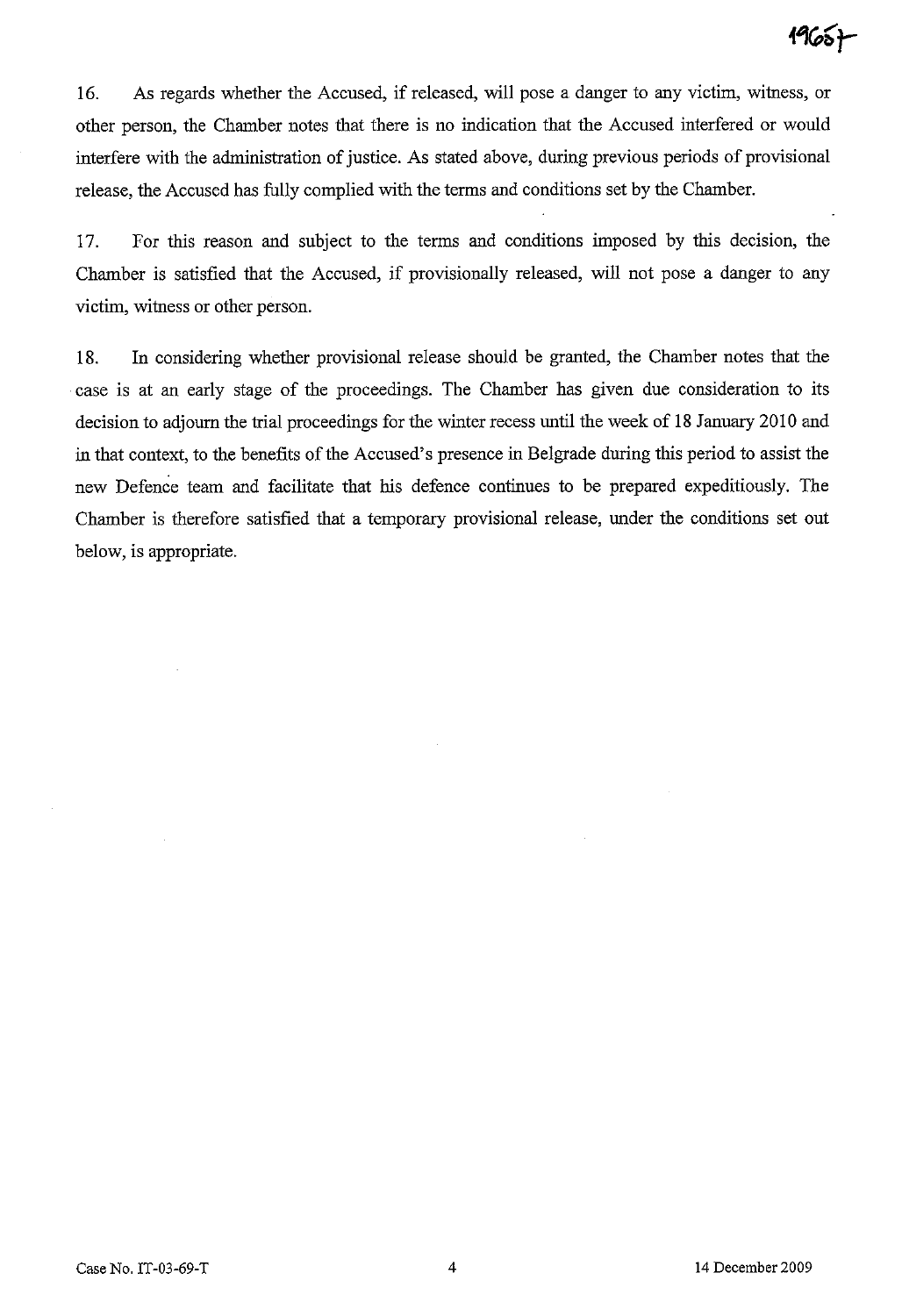16. As regards whether the Accused, if released, will pose a danger to any victim, witness, or other person, the Chamber notes that there is no indication that the Accused interfered or would interfere with the administration of justice. As stated above, during previous periods of provisional release, the Accused has fully complied with the terms and conditions set by the Chamber.

17. For this reason and subject to the terms and conditions imposed by this decision, the Chamber is satisfied that the Accused, if provisionally released, will not pose a danger to any victim, witness or other person.

18. In considering whether provisional release should be granted, the Chamber notes that the case is at an early stage of the proceedings. The Chamber has given due consideration to its decision to adjourn the trial proceedings for the winter recess until the week of 18 January 2010 and in that context, to the benefits of the Accused's presence in Belgrade during this period to assist the new Defence team and facilitate that his defence continues to be prepared expeditiously. The Chamber is therefore satisfied that a temporary provisional release, under the conditions set out below, is appropriate.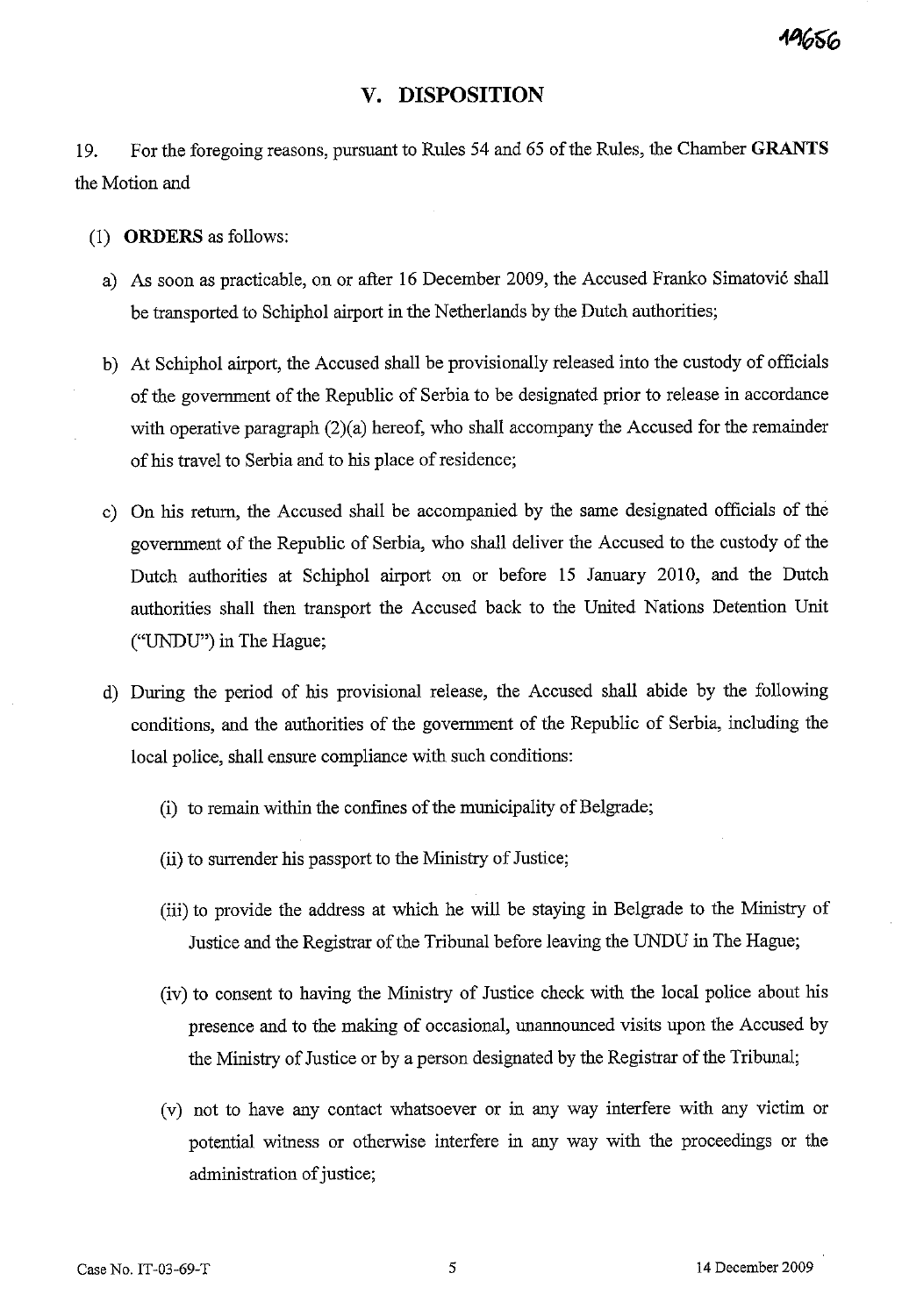## V. DISPOSITION

19. For the foregoing reasons, pursuant to Rules 54 and 65 of the Rules, the Chamber **GRANTS** the Motion and

(1) **ORDERS** as follows:

a) As soon as practicable, on or after 16 December 2009, the Accused Franko Simatović shall be transported to Schiphol airport in the Netherlands by the Dutch authorities;

b) At Schiphol airport, the Accused shall be provisionally released into the custody of officials of the government of the Republic of Serbia to be designated prior to release in accordance with operative paragraph (2)(a) hereof, who shall accompany the Accused for the remainder of his travel to Serbia and to his place of residence;

c) On his return, the Accused shall be accompanied by the same designated officials of the government of the Republic of Serbia, who shall deliver the Accused to the custody of the Dutch authorities at Schiphol airport on or before 15 January 2010, and the Dutch authorities shall then transport the Accused back to the United Nations Detention Unit ("UNDU") in The Hague;

d) During the period of his provisional release, the Accused shall abide by the following conditions, and the authorities of the government of the Republic of Serbia, including the local police, shall ensure compliance with such conditions:

(i) to remain within the confines of the municipality of Belgrade;

(ii) to surrender his passport to the Ministry of Justice;

(iii) to provide the address at which he will be staying in Belgrade to the Ministry of Justice and the Registrar of the Tribunal before leaving the UNDU in The Hague;

(iv) to consent to having the Ministry of Justice check with the local police about his presence and to the making of occasional, unannounced visits upon the Accused by the Ministry of Justice or by a person designated by the Registrar of the Tribunal;

(v) not to have any contact whatsoever or in any way interfere with any victim or potential witness or otherwise interfere in any way with the proceedings or the administration of justice;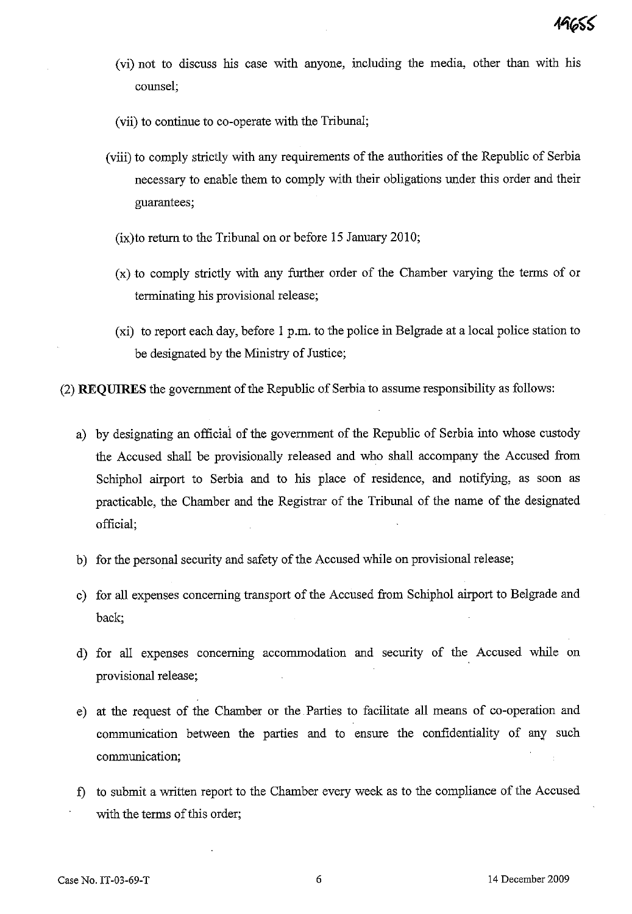(vi) not to discuss his case with anyone, including the media, other than with his counsel;

(vii) to continue to co-operate with the Tribunal;

(viii) to comply strictly with any requirements of the authorities of the Republic of Serbia necessary to enable them to comply with their obligations under this order and their guarantees;

(ix)to return to the Tribunal on or before 15 January 2010;

(x) to comply strictly with any further order of the Chamber varying the terms of or terminating his provisional release;

(xi) to report each day, before 1 p.m. to the police in Belgrade at a local police station to be designated by the Ministry of Justice;

(2) **REQUIRES** the government of the Republic of Serbia to assume responsibility as follows:

a) by designating an official of the government of the Republic of Serbia into whose custody the Accused shall be provisionally released and who shall accompany the Accused from Schiphol airport to Serbia and to his place of residence, and notifying, as soon as practicable, the Chamber and the Registrar of the Tribunal of the name of the designated official;

b) for the personal security and safety of the Accused while on provisional release;

c) for all expenses concerning transport of the Accused from Schiphol airport to Belgrade and back;

d) for all expenses concerning accommodation and security of the Accused while on provisional release;

e) at the request of the Chamber or the Parties to facilitate all means of co-operation and communication between the parties and to ensure the confidentiality of any such communication;

f) to submit a written report to the Chamber every week as to the compliance of the Accused with the terms of this order;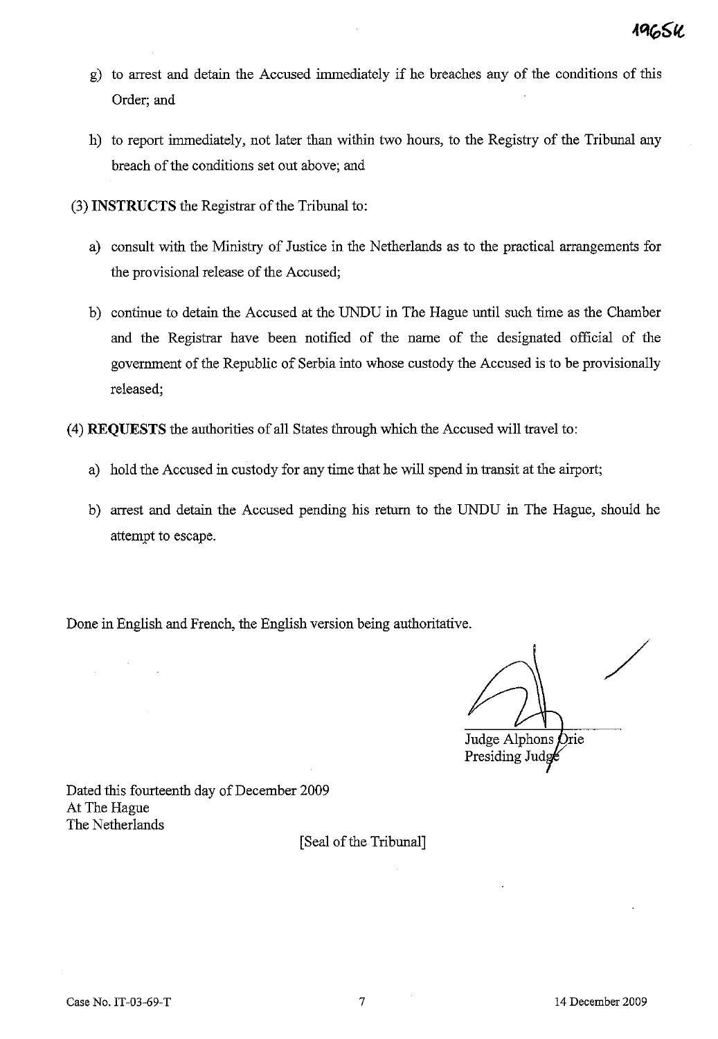g) to arrest and detain the Accused immediately if he breaches any of the conditions of this Order; and

h) to report immediately, not later than within two hours, to the Registry of the Tribunal any breach of the conditions set out above; and

(3) **INSTRUCTS** the Registrar of the Tribunal to:

a) consult with the Ministry of Justice in the Netherlands as to the practical arrangements for the provisional release of the Accused;

b) continue to detain the Accused at the UNDU in The Hague until such time as the Chamber and the Registrar have been notified of the name of the designated official of the government of the Republic of Serbia into whose custody the Accused is to be provisionally released;

(4) **REQUESTS** the authorities of all States through which the Accused will travel to:

a) hold the Accused in custody for any time that he will spend in transit at the airport;

b) arrest and detain the Accused pending his return to the UNDU in The Hague, should he attempt to escape.

Done in English and French, the English version being authoritative.

Judge Alphons Orie
Presiding Judge

Dated this fourteenth day of December 2009
At The Hague
The Netherlands

[Seal of the Tribunal]